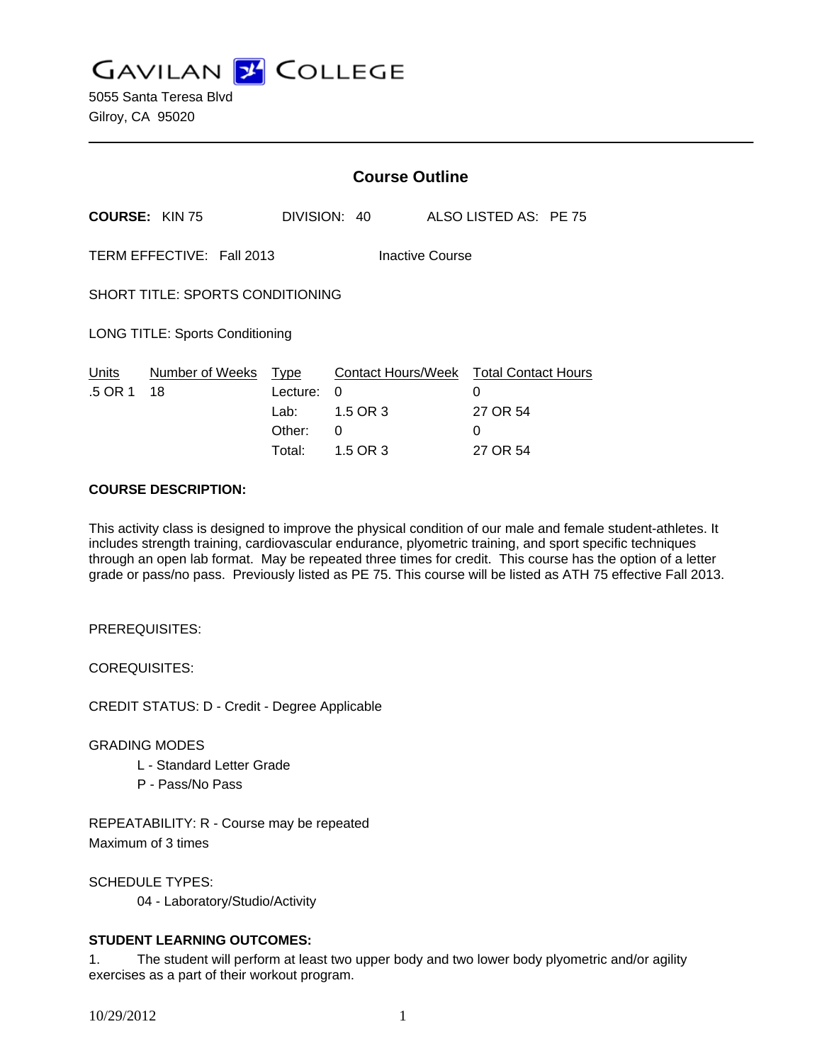# GAVILAN COLLEGE

5055 Santa Teresa Blvd
Gilroy, CA 95020

---

## Course Outline

**COURSE:** KIN 75 DIVISION: 40 ALSO LISTED AS: PE 75

TERM EFFECTIVE: Fall 2013 Inactive Course

SHORT TITLE: SPORTS CONDITIONING

LONG TITLE: Sports Conditioning

| Units | Number of Weeks | Type | Contact Hours/Week | Total Contact Hours |
|---|---|---|---|---|
| .5 OR 1 | 18 | Lecture: | 0 | 0 |
| | | Lab: | 1.5 OR 3 | 27 OR 54 |
| | | Other: | 0 | 0 |
| | | Total: | 1.5 OR 3 | 27 OR 54 |

**COURSE DESCRIPTION:**

This activity class is designed to improve the physical condition of our male and female student-athletes. It includes strength training, cardiovascular endurance, plyometric training, and sport specific techniques through an open lab format. May be repeated three times for credit. This course has the option of a letter grade or pass/no pass. Previously listed as PE 75. This course will be listed as ATH 75 effective Fall 2013.

PREREQUISITES:

COREQUISITES:

CREDIT STATUS: D - Credit - Degree Applicable

GRADING MODES

- L - Standard Letter Grade
- P - Pass/No Pass

REPEATABILITY: R - Course may be repeated
Maximum of 3 times

SCHEDULE TYPES:

- 04 - Laboratory/Studio/Activity

**STUDENT LEARNING OUTCOMES:**

1. The student will perform at least two upper body and two lower body plyometric and/or agility exercises as a part of their workout program.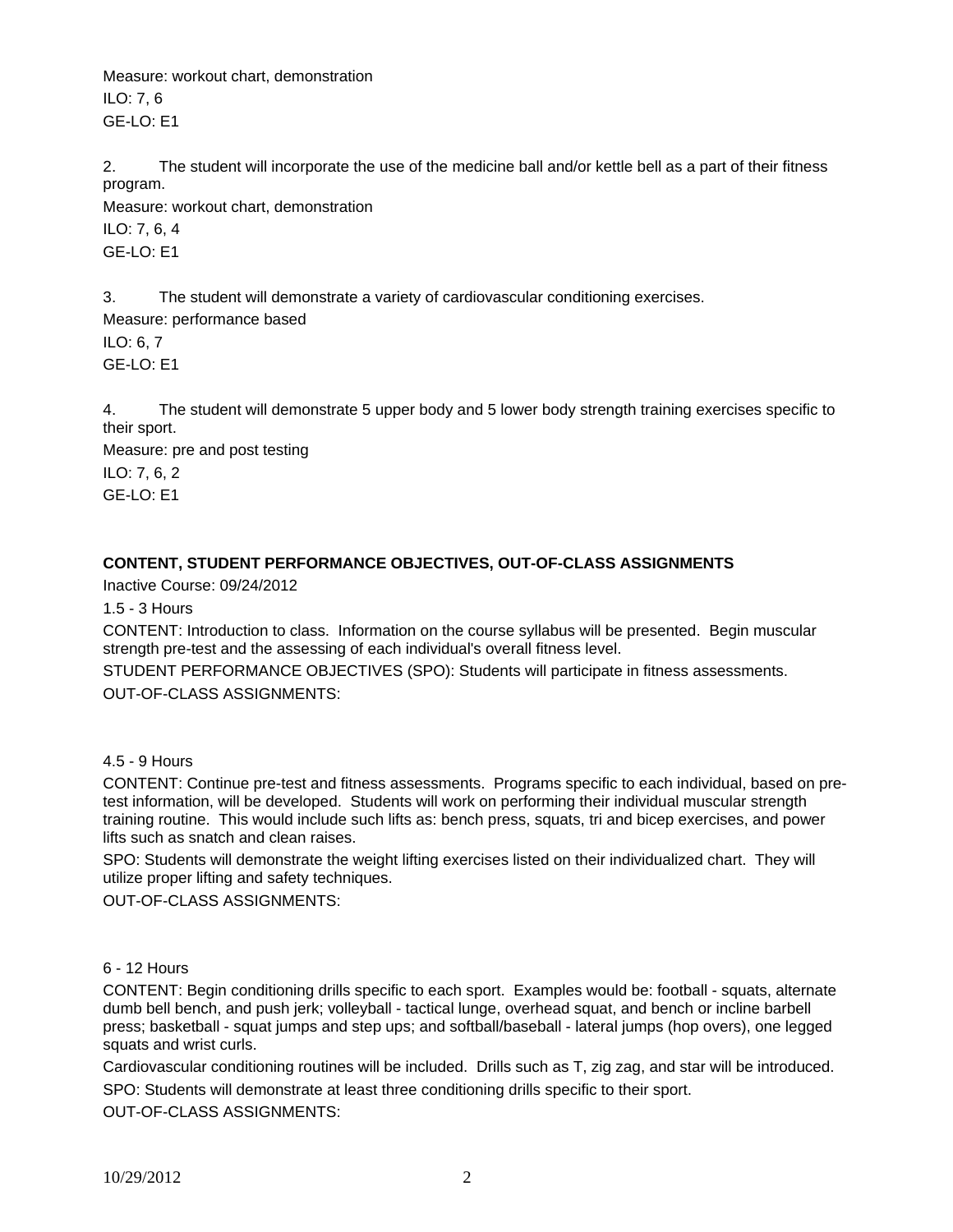Measure: workout chart, demonstration

ILO: 7, 6

GE-LO: E1

2. The student will incorporate the use of the medicine ball and/or kettle bell as a part of their fitness program.

Measure: workout chart, demonstration

ILO: 7, 6, 4

GE-LO: E1

3. The student will demonstrate a variety of cardiovascular conditioning exercises.

Measure: performance based

ILO: 6, 7

GE-LO: E1

4. The student will demonstrate 5 upper body and 5 lower body strength training exercises specific to their sport.

Measure: pre and post testing

ILO: 7, 6, 2

GE-LO: E1

**CONTENT, STUDENT PERFORMANCE OBJECTIVES, OUT-OF-CLASS ASSIGNMENTS**

Inactive Course: 09/24/2012

1.5 - 3 Hours

CONTENT: Introduction to class. Information on the course syllabus will be presented. Begin muscular strength pre-test and the assessing of each individual's overall fitness level.

STUDENT PERFORMANCE OBJECTIVES (SPO): Students will participate in fitness assessments.

OUT-OF-CLASS ASSIGNMENTS:

4.5 - 9 Hours

CONTENT: Continue pre-test and fitness assessments. Programs specific to each individual, based on pre-test information, will be developed. Students will work on performing their individual muscular strength training routine. This would include such lifts as: bench press, squats, tri and bicep exercises, and power lifts such as snatch and clean raises.

SPO: Students will demonstrate the weight lifting exercises listed on their individualized chart. They will utilize proper lifting and safety techniques.

OUT-OF-CLASS ASSIGNMENTS:

6 - 12 Hours

CONTENT: Begin conditioning drills specific to each sport. Examples would be: football - squats, alternate dumb bell bench, and push jerk; volleyball - tactical lunge, overhead squat, and bench or incline barbell press; basketball - squat jumps and step ups; and softball/baseball - lateral jumps (hop overs), one legged squats and wrist curls.

Cardiovascular conditioning routines will be included. Drills such as T, zig zag, and star will be introduced.

SPO: Students will demonstrate at least three conditioning drills specific to their sport.

OUT-OF-CLASS ASSIGNMENTS: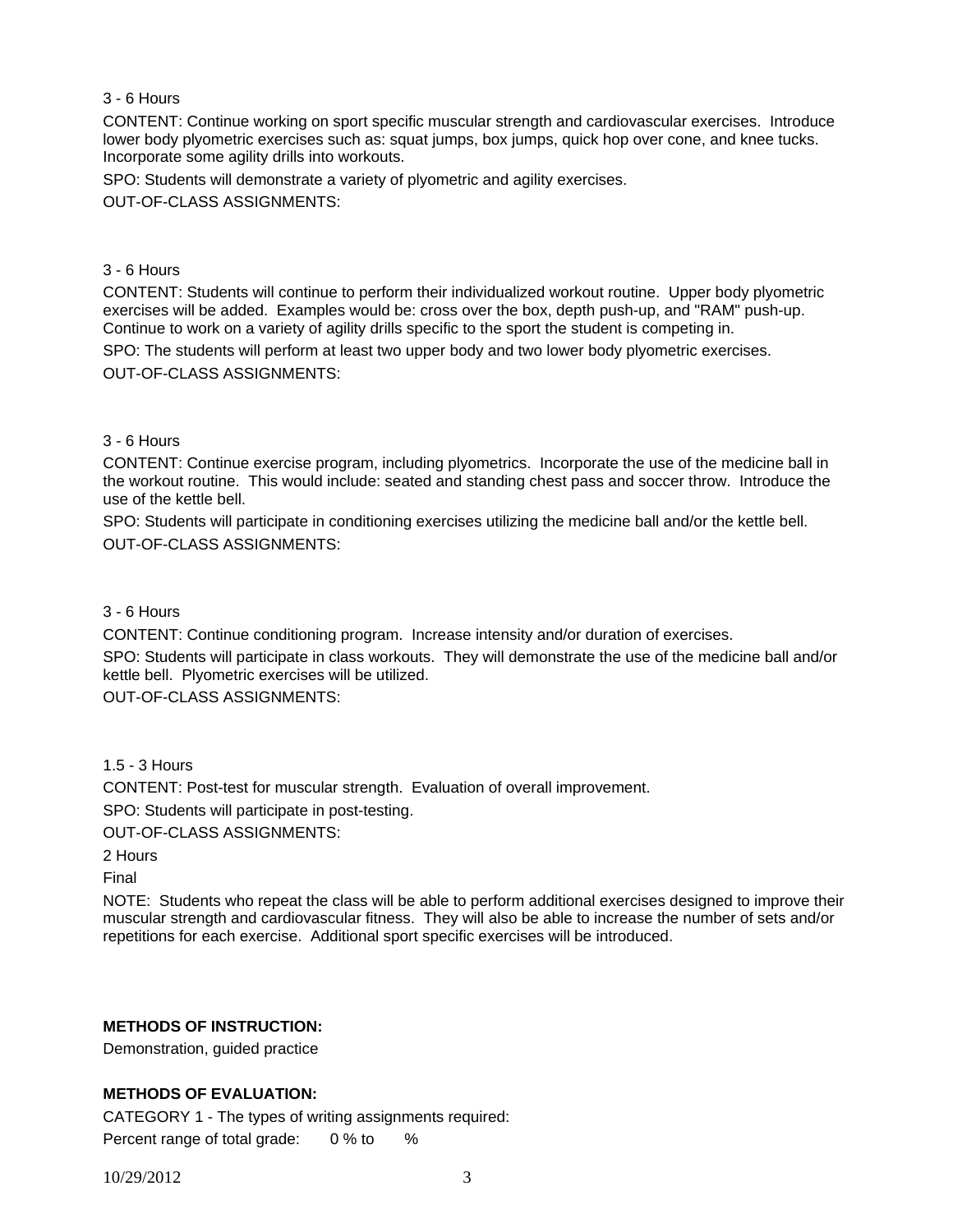3 - 6 Hours

CONTENT: Continue working on sport specific muscular strength and cardiovascular exercises. Introduce lower body plyometric exercises such as: squat jumps, box jumps, quick hop over cone, and knee tucks. Incorporate some agility drills into workouts.

SPO: Students will demonstrate a variety of plyometric and agility exercises.

OUT-OF-CLASS ASSIGNMENTS:

3 - 6 Hours

CONTENT: Students will continue to perform their individualized workout routine. Upper body plyometric exercises will be added. Examples would be: cross over the box, depth push-up, and "RAM" push-up. Continue to work on a variety of agility drills specific to the sport the student is competing in.

SPO: The students will perform at least two upper body and two lower body plyometric exercises.

OUT-OF-CLASS ASSIGNMENTS:

3 - 6 Hours

CONTENT: Continue exercise program, including plyometrics. Incorporate the use of the medicine ball in the workout routine. This would include: seated and standing chest pass and soccer throw. Introduce the use of the kettle bell.

SPO: Students will participate in conditioning exercises utilizing the medicine ball and/or the kettle bell.

OUT-OF-CLASS ASSIGNMENTS:

3 - 6 Hours

CONTENT: Continue conditioning program. Increase intensity and/or duration of exercises.

SPO: Students will participate in class workouts. They will demonstrate the use of the medicine ball and/or kettle bell. Plyometric exercises will be utilized.

OUT-OF-CLASS ASSIGNMENTS:

1.5 - 3 Hours

CONTENT: Post-test for muscular strength. Evaluation of overall improvement.

SPO: Students will participate in post-testing.

OUT-OF-CLASS ASSIGNMENTS:

2 Hours

Final

NOTE: Students who repeat the class will be able to perform additional exercises designed to improve their muscular strength and cardiovascular fitness. They will also be able to increase the number of sets and/or repetitions for each exercise. Additional sport specific exercises will be introduced.

**METHODS OF INSTRUCTION:**

Demonstration, guided practice

**METHODS OF EVALUATION:**

CATEGORY 1 - The types of writing assignments required:

Percent range of total grade: 0 % to %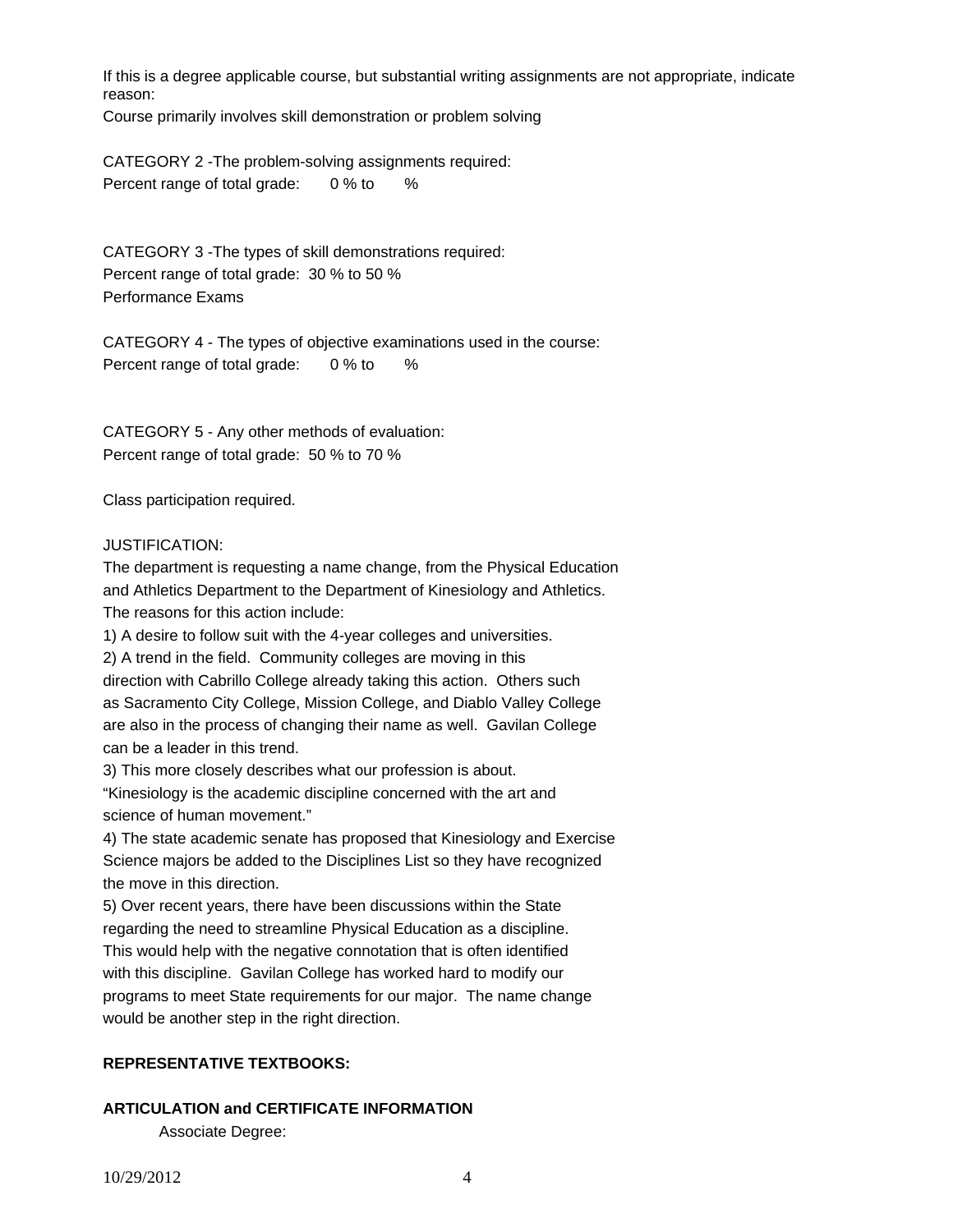If this is a degree applicable course, but substantial writing assignments are not appropriate, indicate reason:

Course primarily involves skill demonstration or problem solving

CATEGORY 2 -The problem-solving assignments required:
Percent range of total grade: 0 % to %

CATEGORY 3 -The types of skill demonstrations required:
Percent range of total grade: 30 % to 50 %
Performance Exams

CATEGORY 4 - The types of objective examinations used in the course:
Percent range of total grade: 0 % to %

CATEGORY 5 - Any other methods of evaluation:
Percent range of total grade: 50 % to 70 %

Class participation required.

JUSTIFICATION:

The department is requesting a name change, from the Physical Education and Athletics Department to the Department of Kinesiology and Athletics. The reasons for this action include:

1) A desire to follow suit with the 4-year colleges and universities.
2) A trend in the field. Community colleges are moving in this direction with Cabrillo College already taking this action. Others such as Sacramento City College, Mission College, and Diablo Valley College are also in the process of changing their name as well. Gavilan College can be a leader in this trend.
3) This more closely describes what our profession is about. "Kinesiology is the academic discipline concerned with the art and science of human movement."
4) The state academic senate has proposed that Kinesiology and Exercise Science majors be added to the Disciplines List so they have recognized the move in this direction.
5) Over recent years, there have been discussions within the State regarding the need to streamline Physical Education as a discipline. This would help with the negative connotation that is often identified with this discipline. Gavilan College has worked hard to modify our programs to meet State requirements for our major. The name change would be another step in the right direction.

**REPRESENTATIVE TEXTBOOKS:**

**ARTICULATION and CERTIFICATE INFORMATION**

Associate Degree: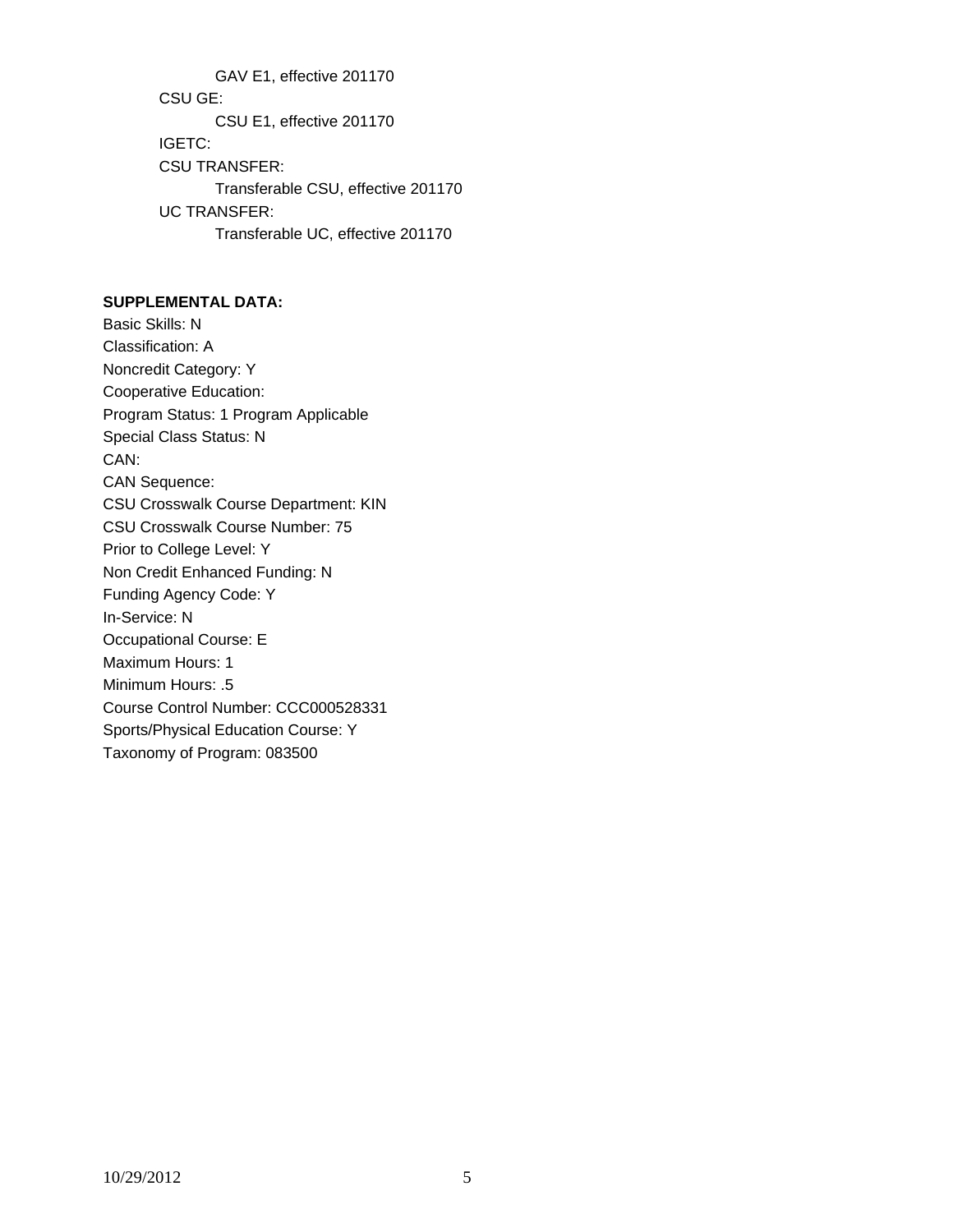GAV E1, effective 201170

CSU GE:

CSU E1, effective 201170

IGETC:

CSU TRANSFER:

Transferable CSU, effective 201170

UC TRANSFER:

Transferable UC, effective 201170

**SUPPLEMENTAL DATA:**

Basic Skills: N
Classification: A
Noncredit Category: Y
Cooperative Education:
Program Status: 1 Program Applicable
Special Class Status: N
CAN:
CAN Sequence:
CSU Crosswalk Course Department: KIN
CSU Crosswalk Course Number: 75
Prior to College Level: Y
Non Credit Enhanced Funding: N
Funding Agency Code: Y
In-Service: N
Occupational Course: E
Maximum Hours: 1
Minimum Hours: .5
Course Control Number: CCC000528331
Sports/Physical Education Course: Y
Taxonomy of Program: 083500